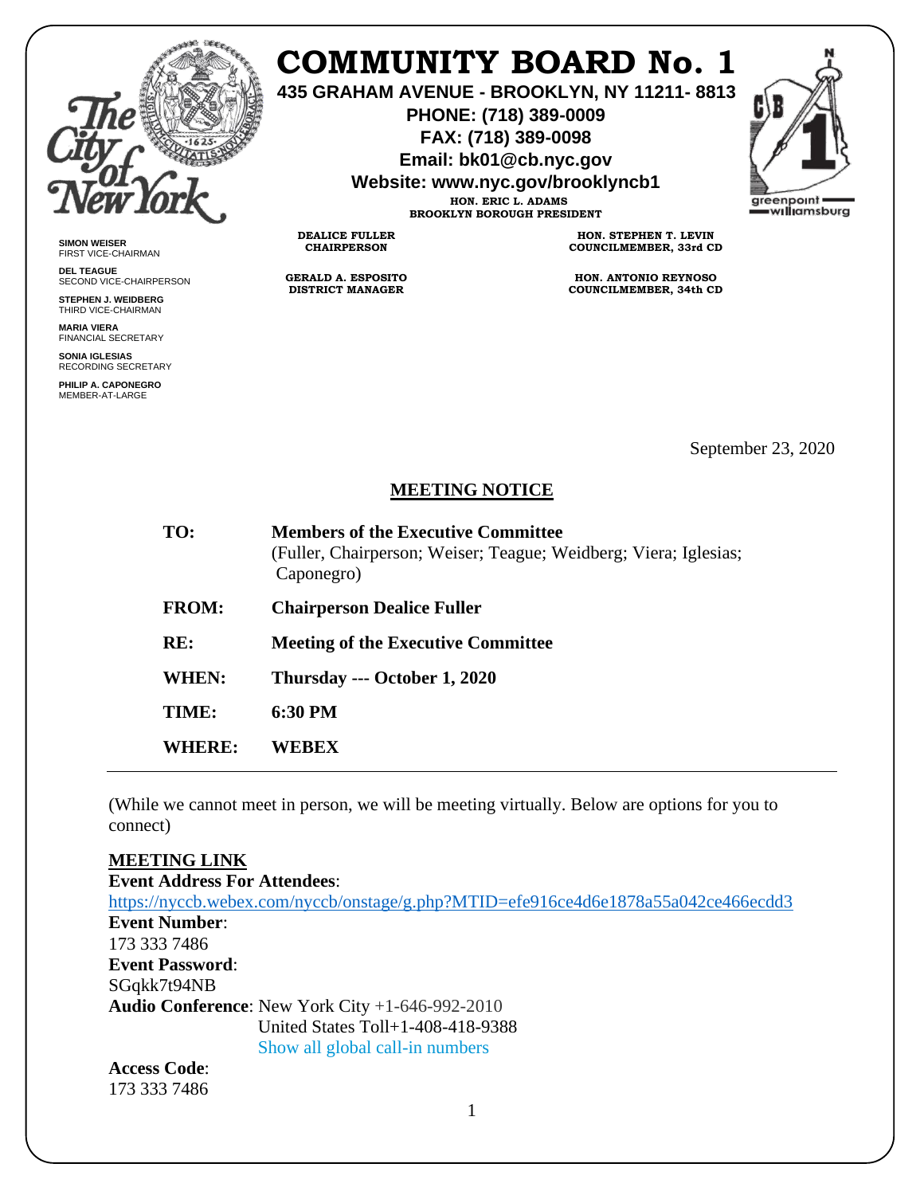# COMMUNITY BOARD No. 1

**435 GRAHAM AVENUE - BROOKLYN, NY 11211- 8813**
**PHONE: (718) 389-0009**
**FAX: (718) 389-0098**
**Email: bk01@cb.nyc.gov**
**Website: www.nyc.gov/brooklyncb1**

**HON. ERIC L. ADAMS**
**BROOKLYN BOROUGH PRESIDENT**

**DEALICE FULLER**
**CHAIRPERSON**

**GERALD A. ESPOSITO**
**DISTRICT MANAGER**

**HON. STEPHEN T. LEVIN**
**COUNCILMEMBER, 33rd CD**

**HON. ANTONIO REYNOSO**
**COUNCILMEMBER, 34th CD**

**SIMON WEISER**
FIRST VICE-CHAIRMAN

**DEL TEAGUE**
SECOND VICE-CHAIRPERSON

**STEPHEN J. WEIDBERG**
THIRD VICE-CHAIRMAN

**MARIA VIERA**
FINANCIAL SECRETARY

**SONIA IGLESIAS**
RECORDING SECRETARY

**PHILIP A. CAPONEGRO**
MEMBER-AT-LARGE

September 23, 2020

## MEETING NOTICE

**TO:** **Members of the Executive Committee**
(Fuller, Chairperson; Weiser; Teague; Weidberg; Viera; Iglesias; Caponegro)

**FROM:** **Chairperson Dealice Fuller**

**RE:** **Meeting of the Executive Committee**

**WHEN:** **Thursday --- October 1, 2020**

**TIME:** **6:30 PM**

**WHERE:** **WEBEX**

---

(While we cannot meet in person, we will be meeting virtually. Below are options for you to connect)

**MEETING LINK**

**Event Address For Attendees**:
https://nyccb.webex.com/nyccb/onstage/g.php?MTID=efe916ce4d6e1878a55a042ce466ecdd3

**Event Number**:
173 333 7486

**Event Password**:
SGqkk7t94NB

**Audio Conference**: New York City +1-646-992-2010
United States Toll+1-408-418-9388
Show all global call-in numbers

**Access Code**:
173 333 7486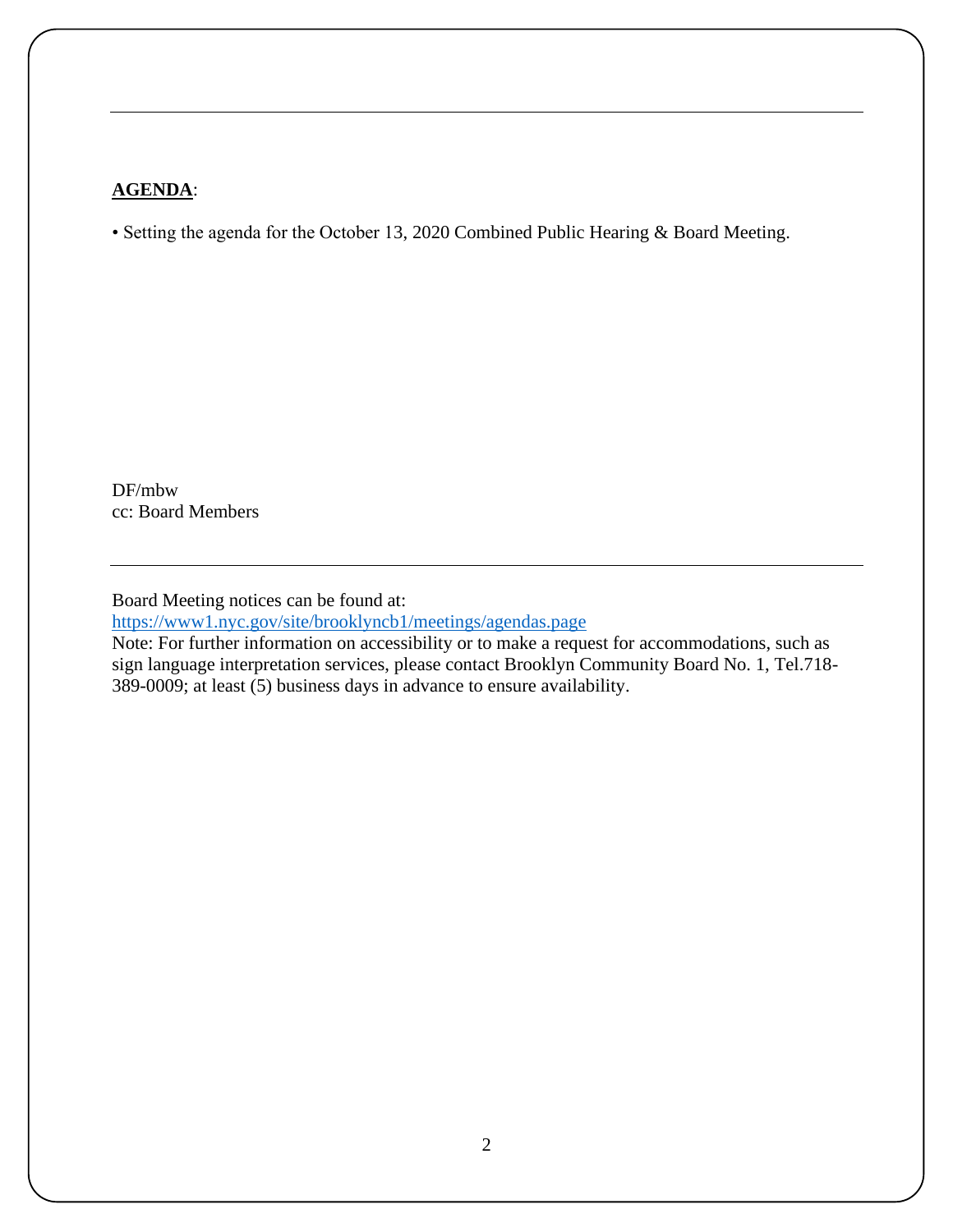---

**AGENDA**:

• Setting the agenda for the October 13, 2020 Combined Public Hearing & Board Meeting.

DF/mbw
cc: Board Members

---

Board Meeting notices can be found at:
https://www1.nyc.gov/site/brooklyncb1/meetings/agendas.page
Note: For further information on accessibility or to make a request for accommodations, such as sign language interpretation services, please contact Brooklyn Community Board No. 1, Tel.718-389-0009; at least (5) business days in advance to ensure availability.